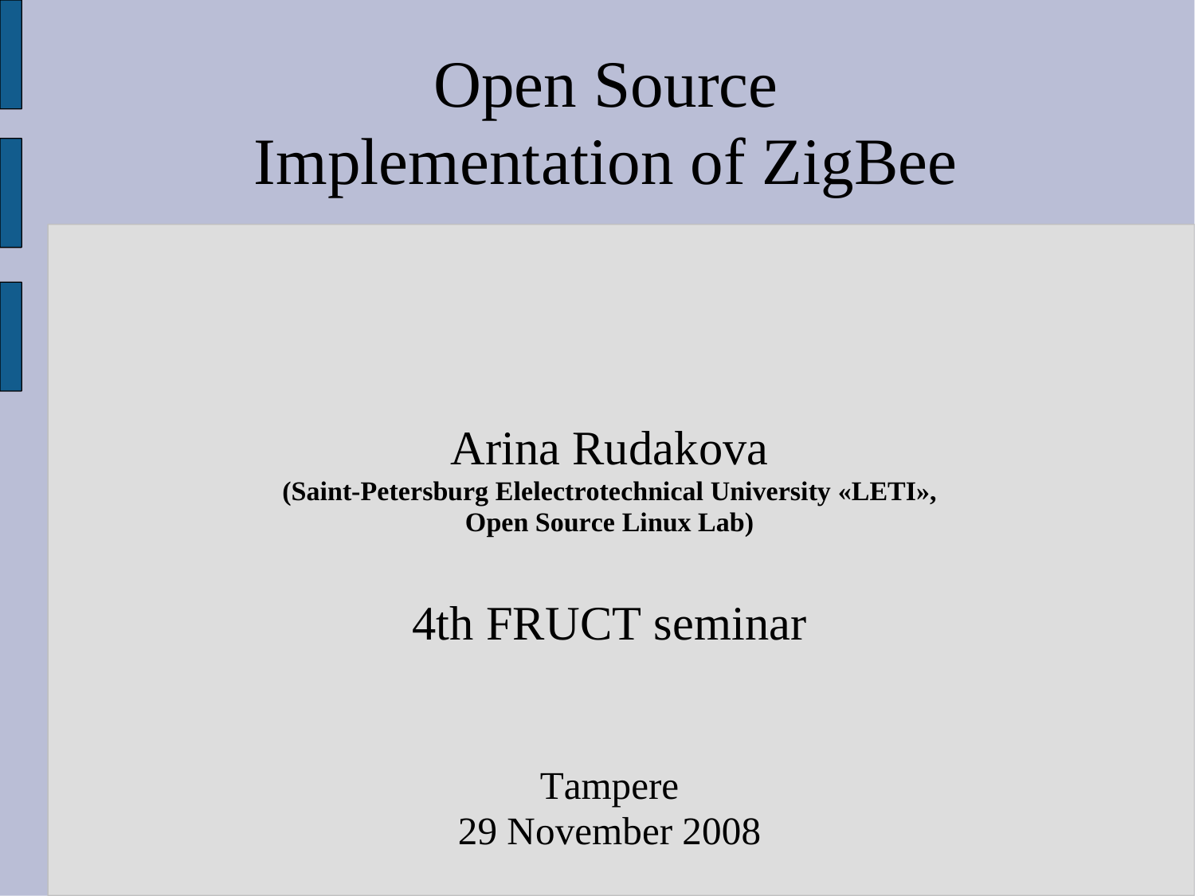# Open Source Implementation of ZigBee

Arina Rudakova

**(Saint-Petersburg Elelectrotechnical University «LETI», Open Source Linux Lab)**

4th FRUCT seminar

Tampere
29 November 2008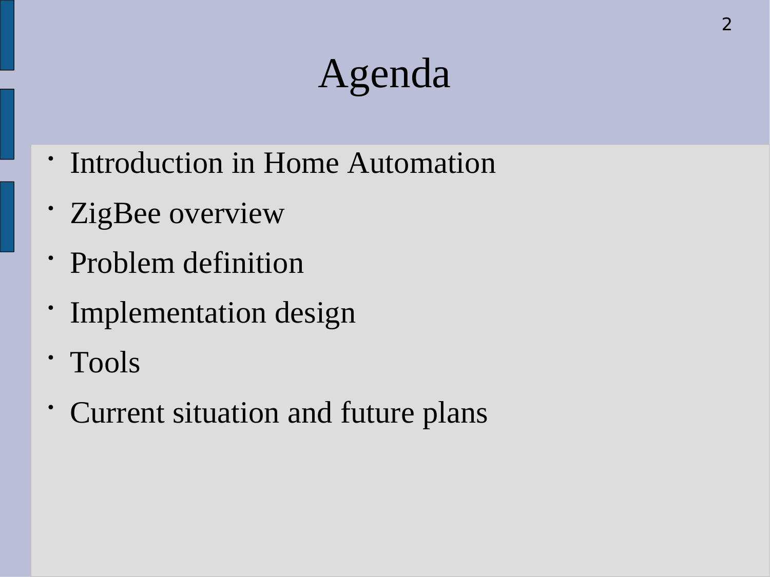# Agenda

- Introduction in Home Automation
- ZigBee overview
- Problem definition
- Implementation design
- Tools
- Current situation and future plans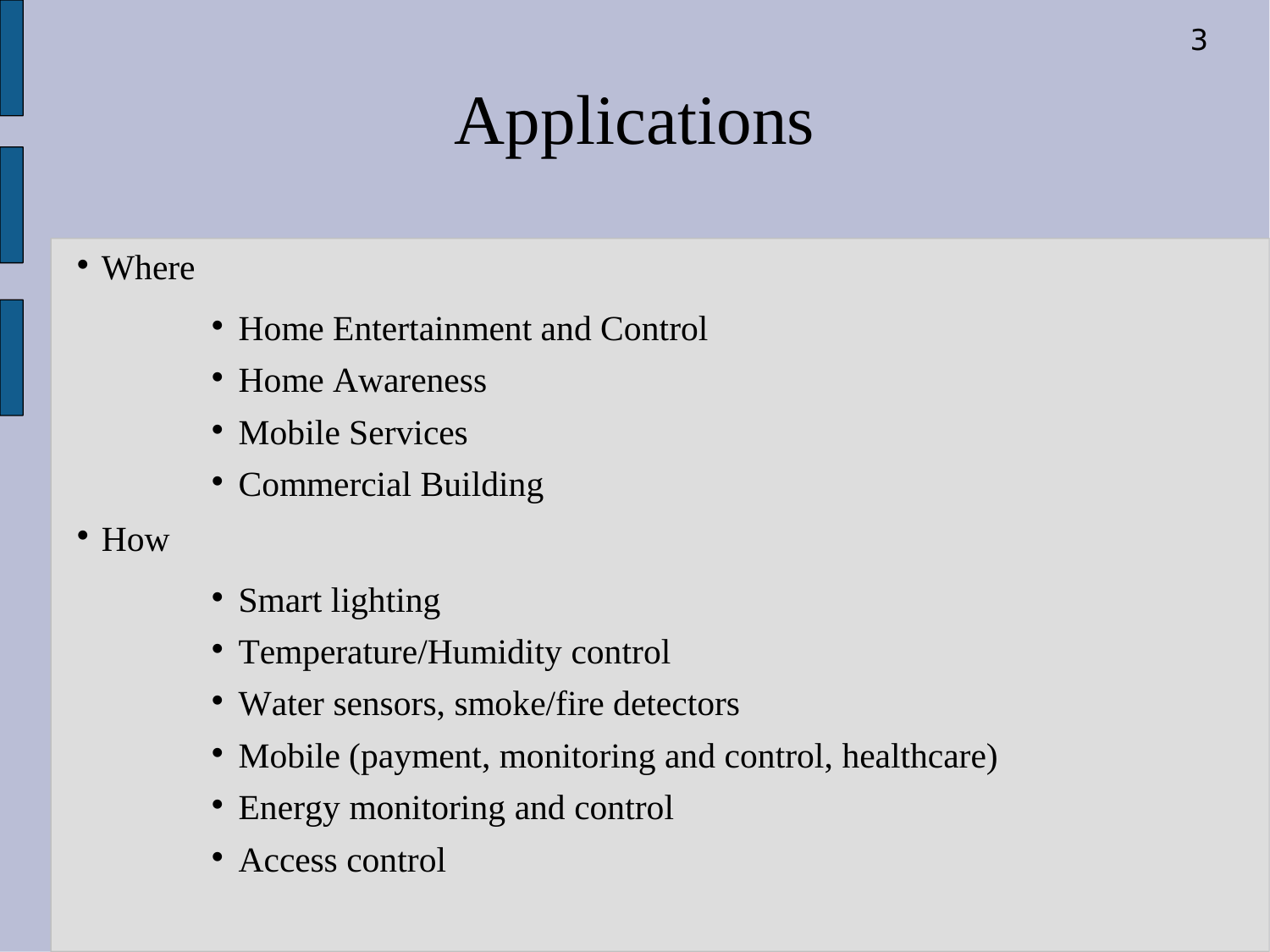# Applications

- Where
  - Home Entertainment and Control
  - Home Awareness
  - Mobile Services
  - Commercial Building
- How
  - Smart lighting
  - Temperature/Humidity control
  - Water sensors, smoke/fire detectors
  - Mobile (payment, monitoring and control, healthcare)
  - Energy monitoring and control
  - Access control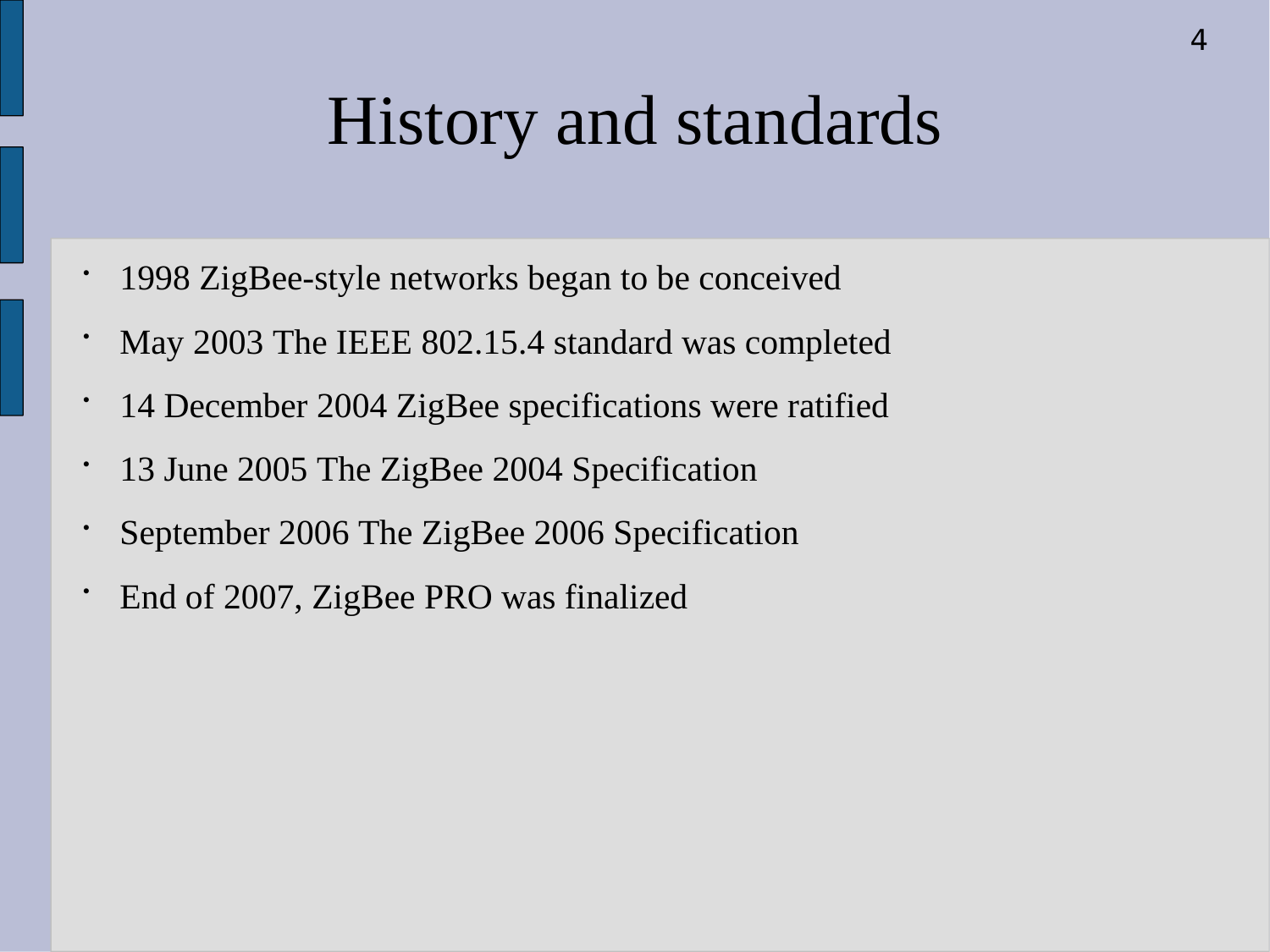# History and standards

- 1998 ZigBee-style networks began to be conceived
- May 2003 The IEEE 802.15.4 standard was completed
- 14 December 2004 ZigBee specifications were ratified
- 13 June 2005 The ZigBee 2004 Specification
- September 2006 The ZigBee 2006 Specification
- End of 2007, ZigBee PRO was finalized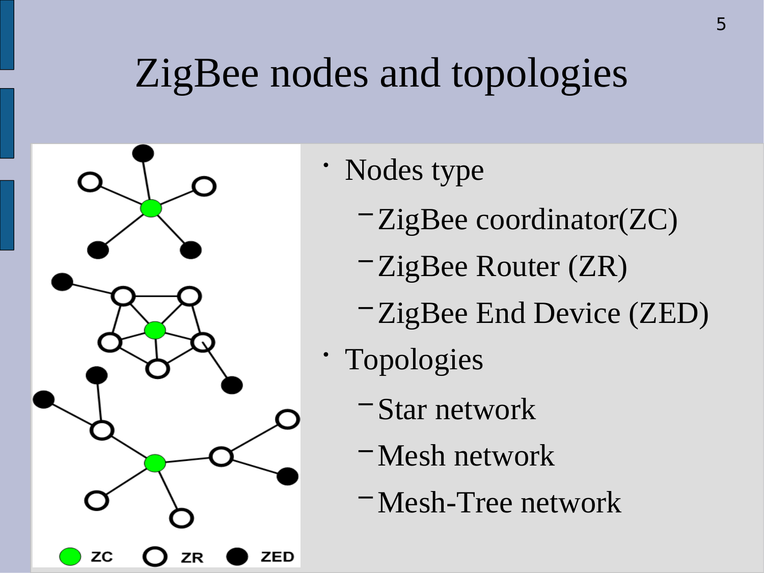# ZigBee nodes and topologies

- Nodes type
  - ZigBee coordinator(ZC)
  - ZigBee Router (ZR)
  - ZigBee End Device (ZED)
- Topologies
  - Star network
  - Mesh network
  - Mesh-Tree network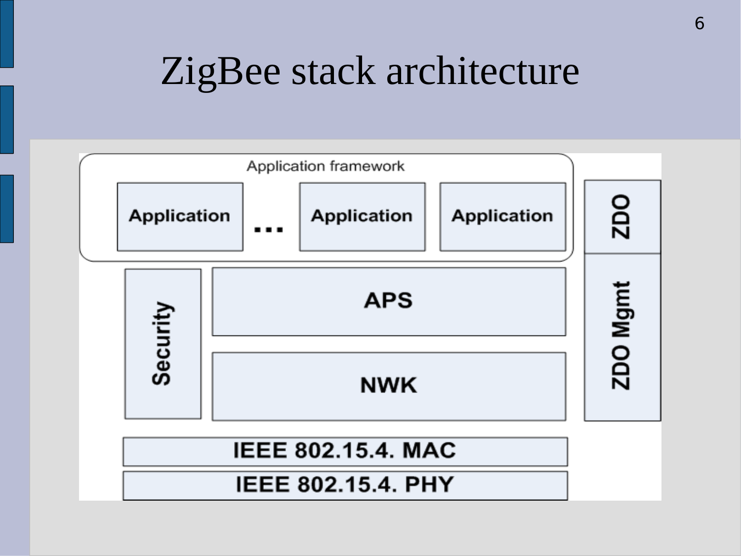# ZigBee stack architecture

Application framework

Application ... Application Application

ZDO

Security

APS

NWK

ZDO Mgmt

IEEE 802.15.4. MAC

IEEE 802.15.4. PHY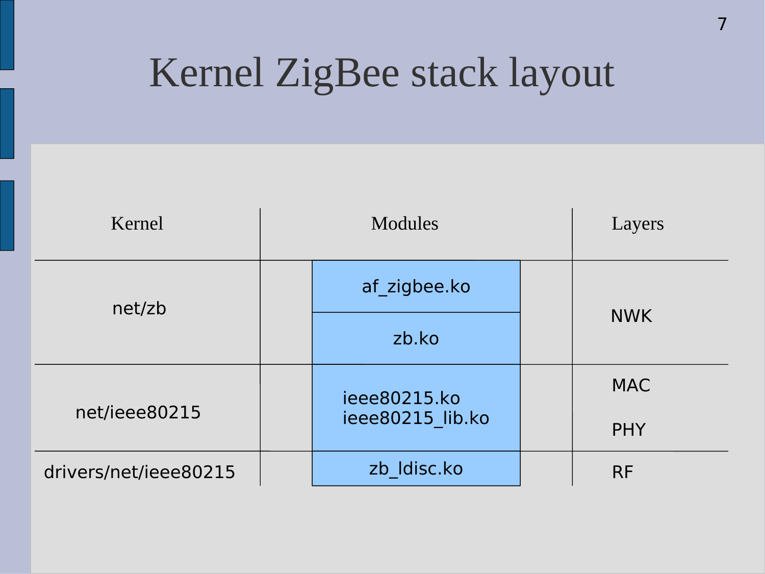# Kernel ZigBee stack layout

| Kernel | Modules | Layers |
|---|---|---|
| net/zb | af_zigbee.ko<br>zb.ko | NWK |
| net/ieee80215 | ieee80215.ko<br>ieee80215_lib.ko | MAC<br>PHY |
| drivers/net/ieee80215 | zb_ldisc.ko | RF |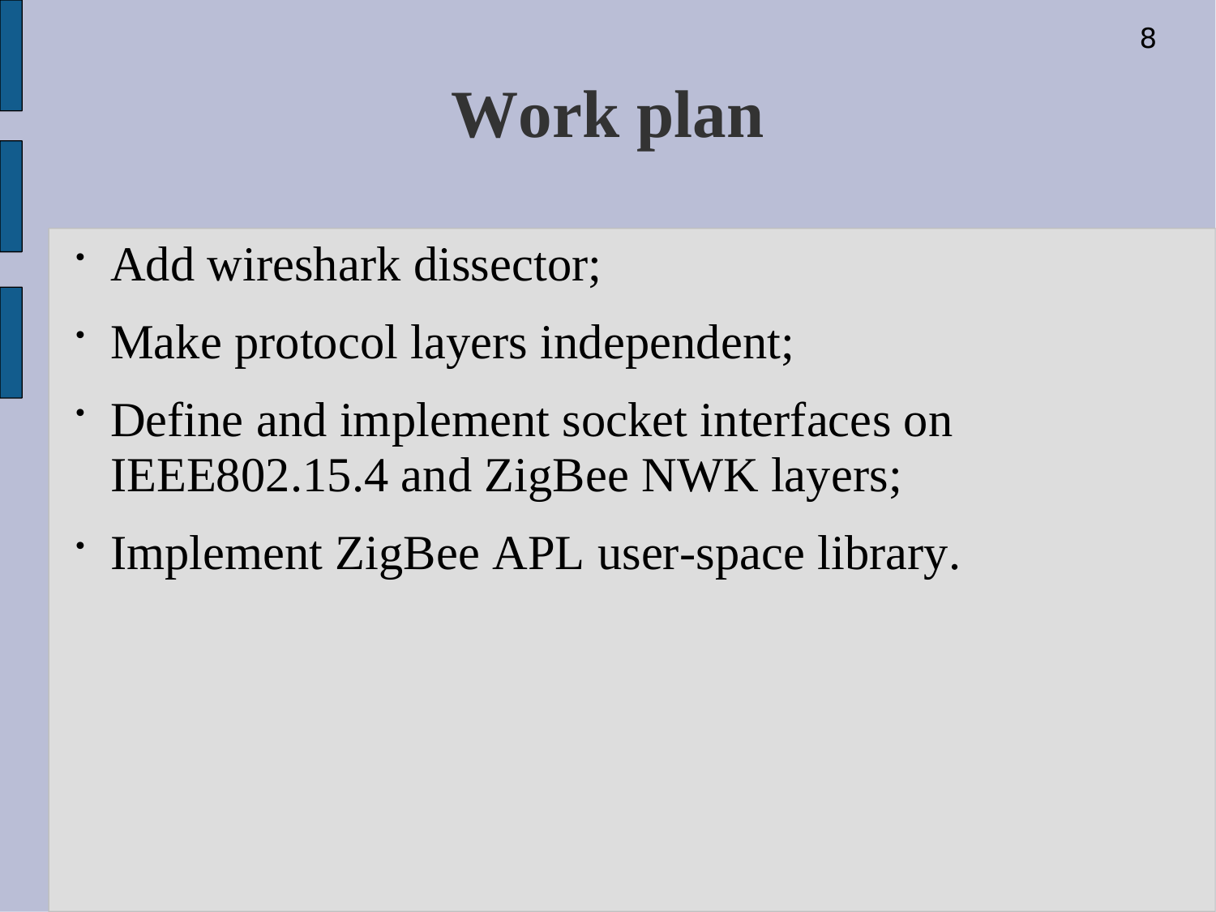# Work plan

- Add wireshark dissector;
- Make protocol layers independent;
- Define and implement socket interfaces on IEEE802.15.4 and ZigBee NWK layers;
- Implement ZigBee APL user-space library.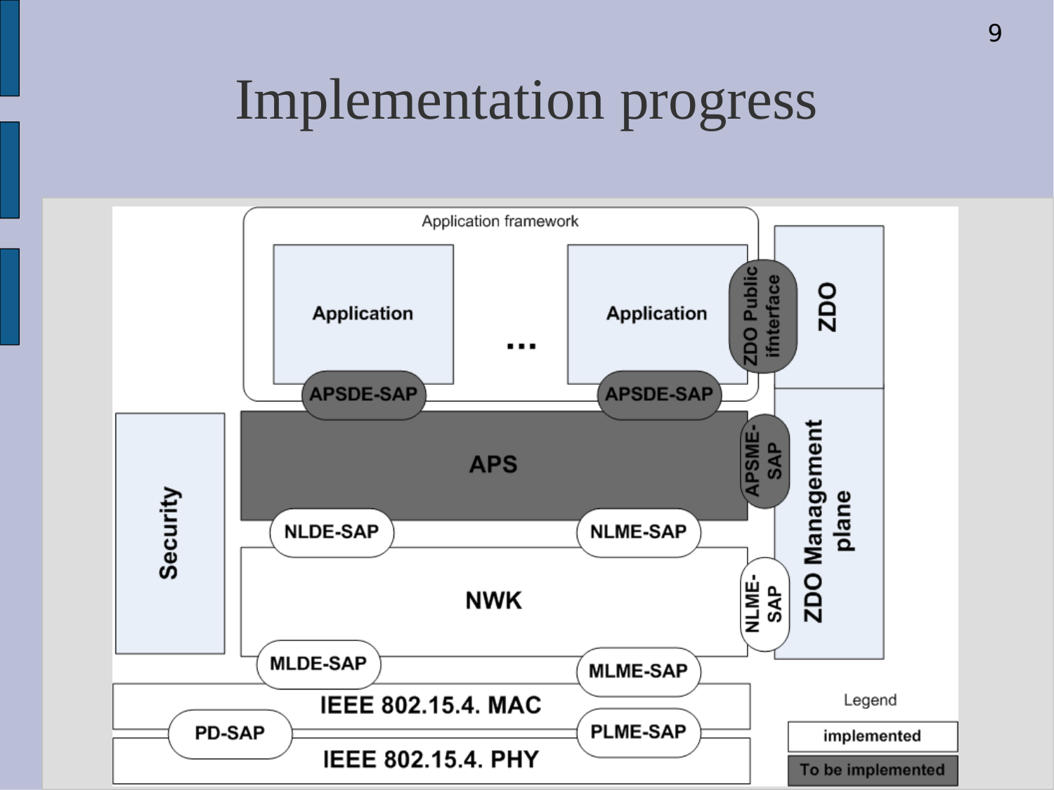# Implementation progress

Application framework

Application

...

Application

ZDO Public ifnterface

ZDO

APSDE-SAP

APSDE-SAP

Security

APS

APSME-SAP

ZDO Management plane

NLDE-SAP

NLME-SAP

NWK

NLME-SAP

MLDE-SAP

MLME-SAP

IEEE 802.15.4. MAC

PD-SAP

PLME-SAP

IEEE 802.15.4. PHY

Legend

implemented

To be implemented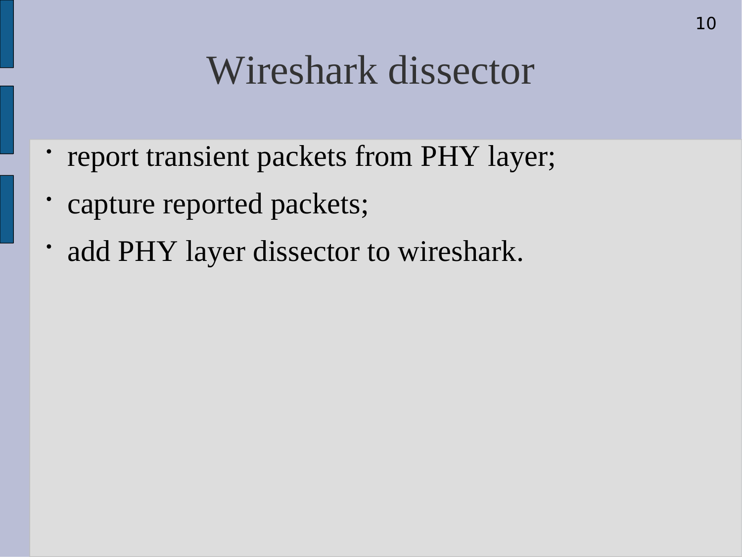# Wireshark dissector

- report transient packets from PHY layer;
- capture reported packets;
- add PHY layer dissector to wireshark.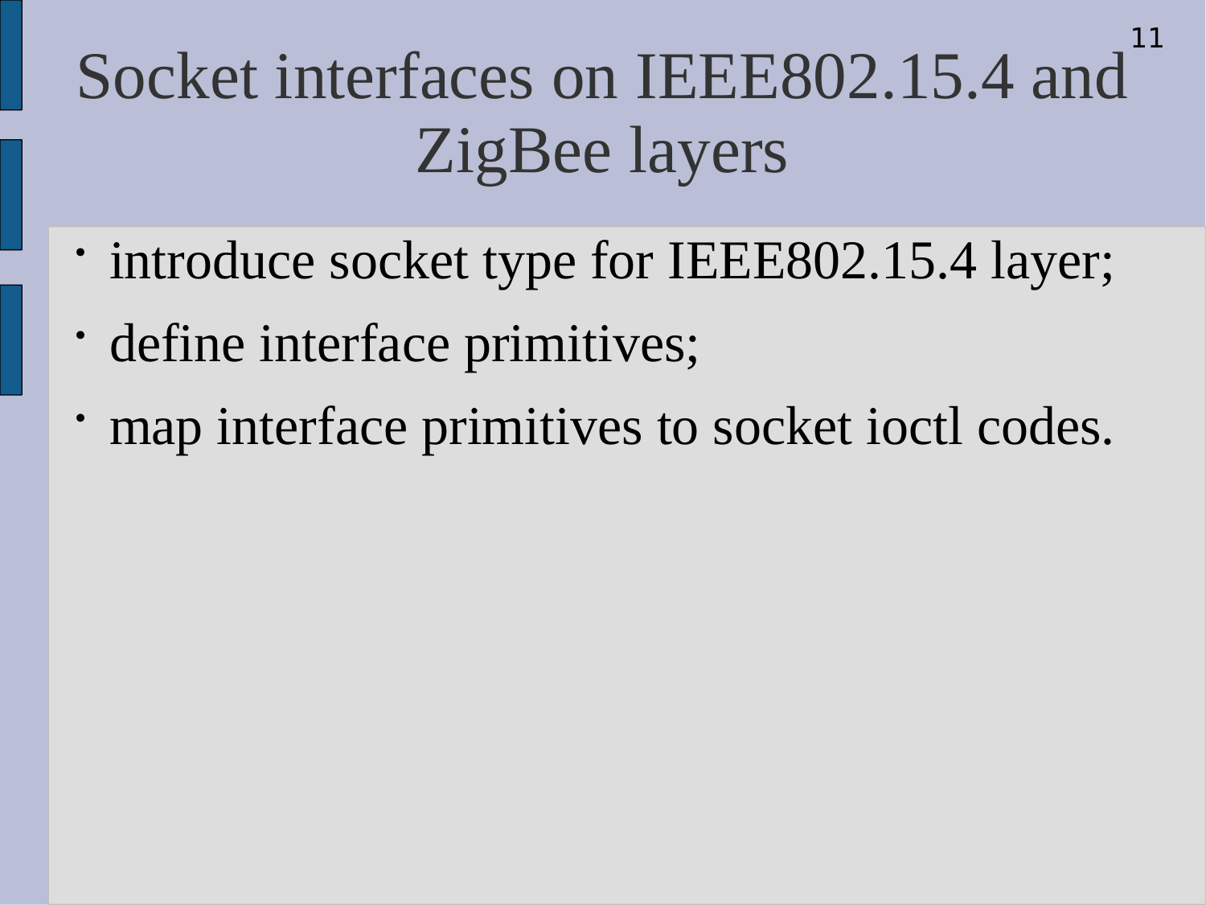# Socket interfaces on IEEE802.15.4 and ZigBee layers

- introduce socket type for IEEE802.15.4 layer;
- define interface primitives;
- map interface primitives to socket ioctl codes.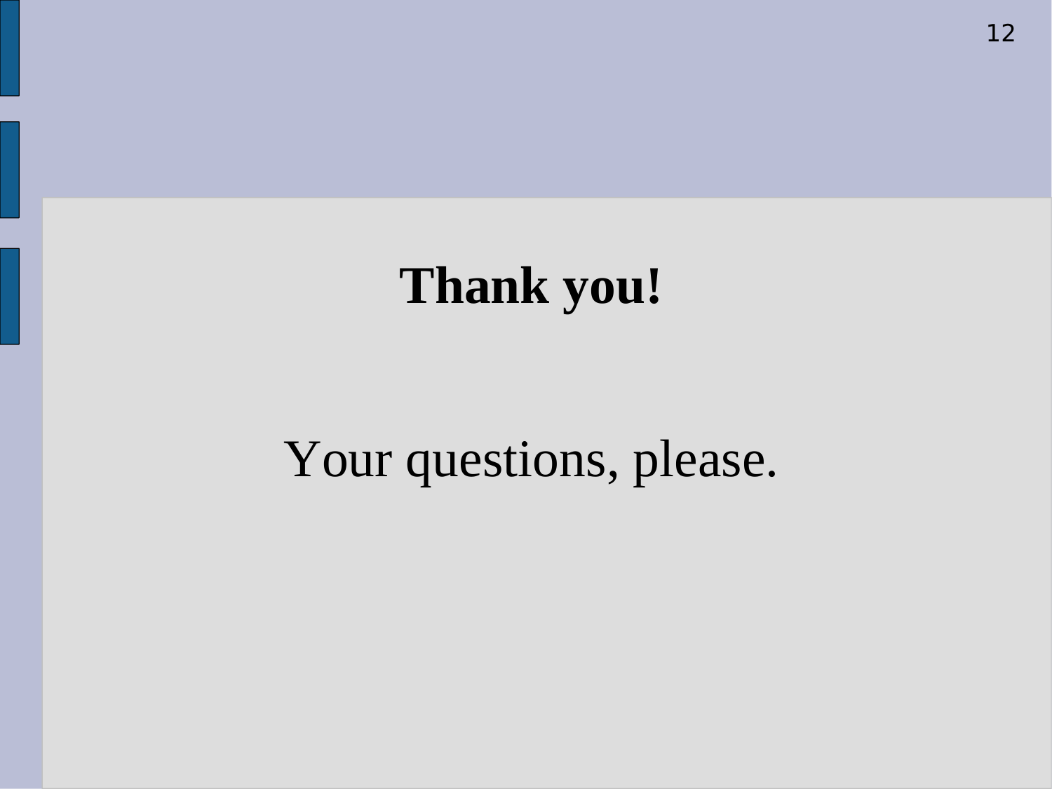**Thank you!**

Your questions, please.